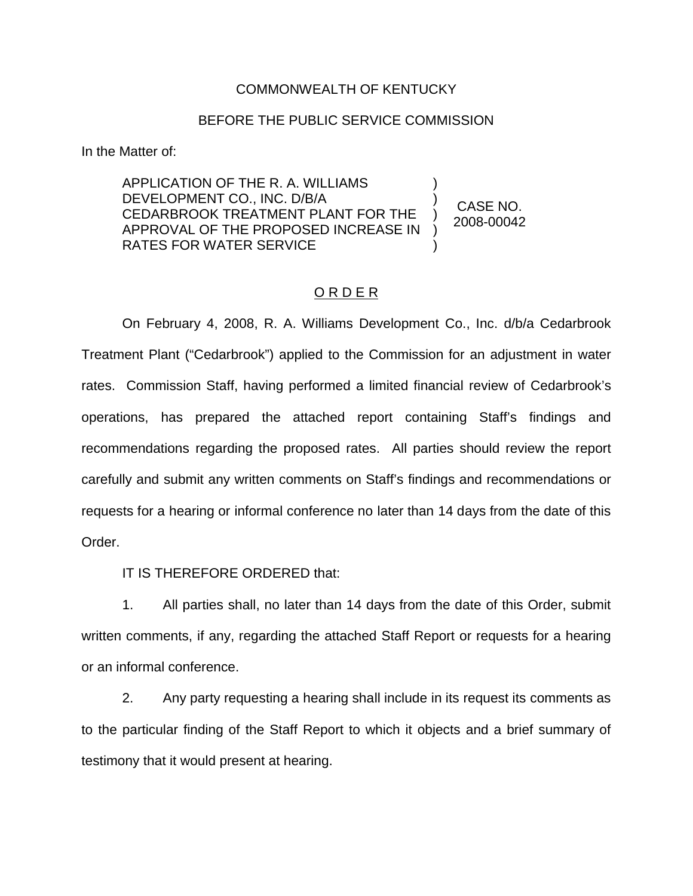COMMONWEALTH OF KENTUCKY

BEFORE THE PUBLIC SERVICE COMMISSION

In the Matter of:

| | | |
|---|---|---|
| APPLICATION OF THE R. A. WILLIAMS DEVELOPMENT CO., INC. D/B/A CEDARBROOK TREATMENT PLANT FOR THE APPROVAL OF THE PROPOSED INCREASE IN RATES FOR WATER SERVICE | ) ) ) ) ) | CASE NO. 2008-00042 |

## O R D E R

On February 4, 2008, R. A. Williams Development Co., Inc. d/b/a Cedarbrook Treatment Plant ("Cedarbrook") applied to the Commission for an adjustment in water rates. Commission Staff, having performed a limited financial review of Cedarbrook's operations, has prepared the attached report containing Staff's findings and recommendations regarding the proposed rates. All parties should review the report carefully and submit any written comments on Staff's findings and recommendations or requests for a hearing or informal conference no later than 14 days from the date of this Order.

IT IS THEREFORE ORDERED that:

1. All parties shall, no later than 14 days from the date of this Order, submit written comments, if any, regarding the attached Staff Report or requests for a hearing or an informal conference.

2. Any party requesting a hearing shall include in its request its comments as to the particular finding of the Staff Report to which it objects and a brief summary of testimony that it would present at hearing.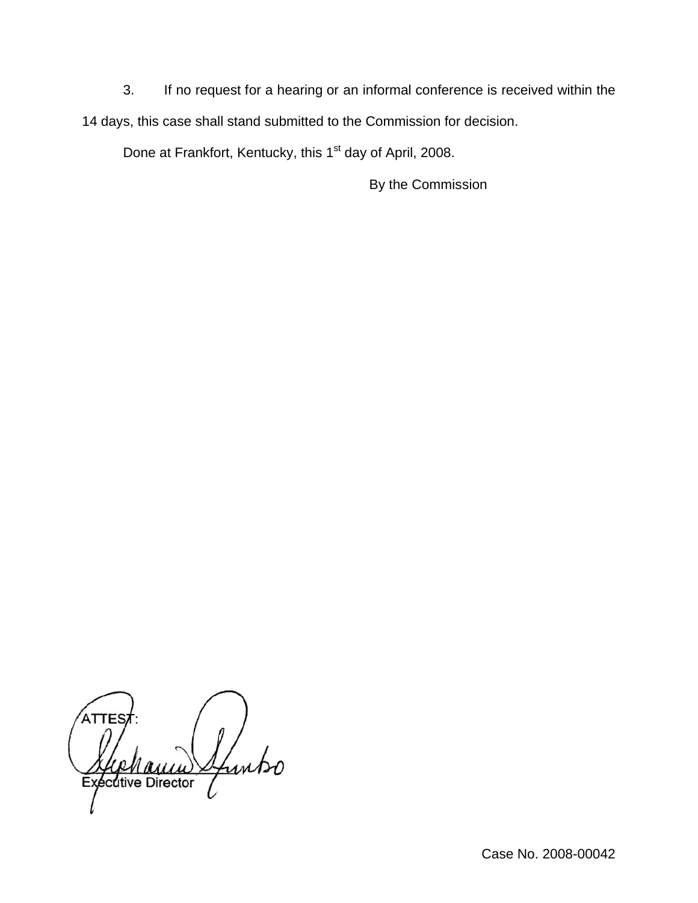3. If no request for a hearing or an informal conference is received within the 14 days, this case shall stand submitted to the Commission for decision.

Done at Frankfort, Kentucky, this 1st day of April, 2008.

By the Commission

ATTEST:

Executive Director

Case No. 2008-00042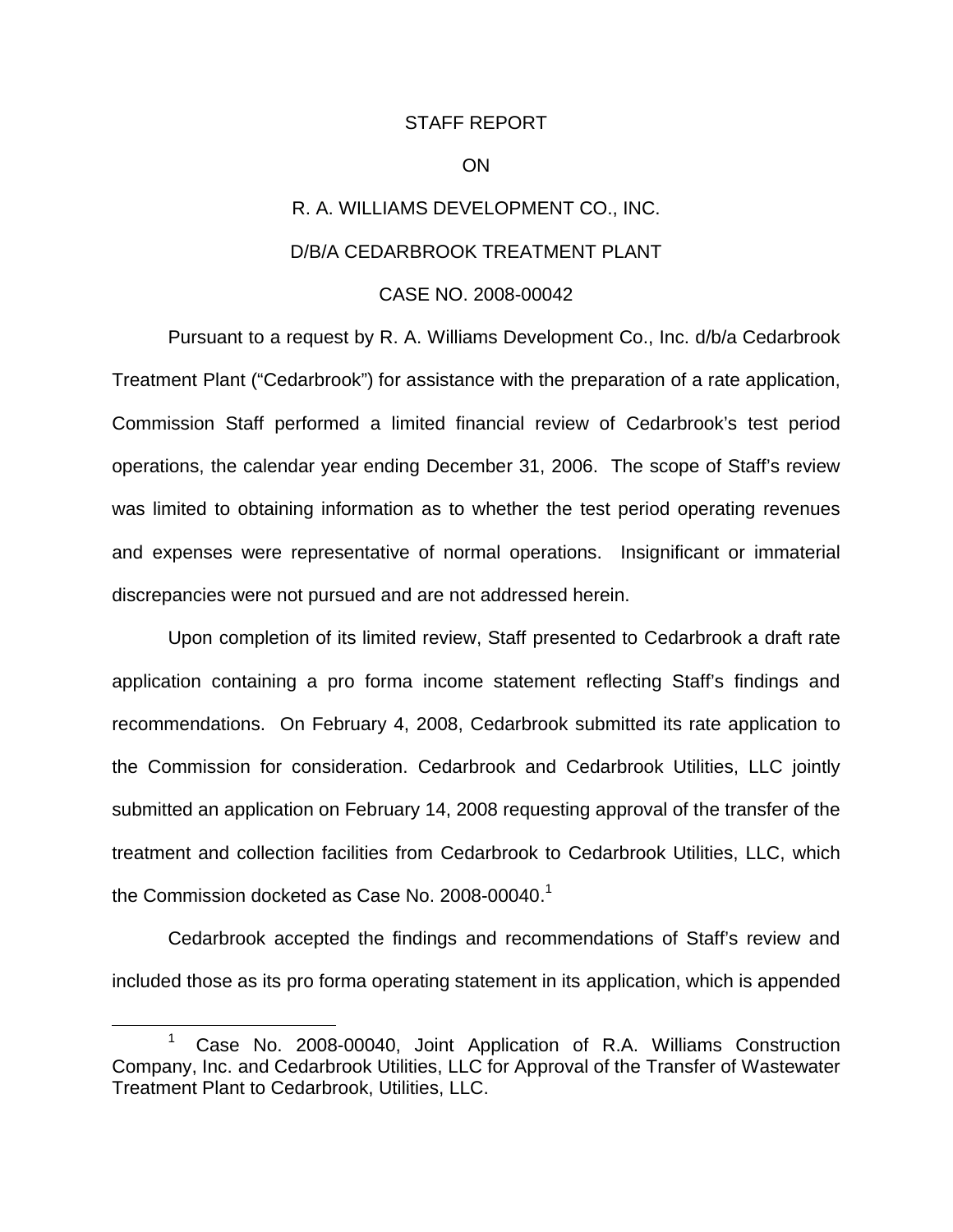STAFF REPORT

ON

R. A. WILLIAMS DEVELOPMENT CO., INC.

D/B/A CEDARBROOK TREATMENT PLANT

CASE NO. 2008-00042

Pursuant to a request by R. A. Williams Development Co., Inc. d/b/a Cedarbrook Treatment Plant ("Cedarbrook") for assistance with the preparation of a rate application, Commission Staff performed a limited financial review of Cedarbrook's test period operations, the calendar year ending December 31, 2006. The scope of Staff's review was limited to obtaining information as to whether the test period operating revenues and expenses were representative of normal operations. Insignificant or immaterial discrepancies were not pursued and are not addressed herein.

Upon completion of its limited review, Staff presented to Cedarbrook a draft rate application containing a pro forma income statement reflecting Staff's findings and recommendations. On February 4, 2008, Cedarbrook submitted its rate application to the Commission for consideration. Cedarbrook and Cedarbrook Utilities, LLC jointly submitted an application on February 14, 2008 requesting approval of the transfer of the treatment and collection facilities from Cedarbrook to Cedarbrook Utilities, LLC, which the Commission docketed as Case No. 2008-00040.[1]

Cedarbrook accepted the findings and recommendations of Staff's review and included those as its pro forma operating statement in its application, which is appended

---

[1] Case No. 2008-00040, Joint Application of R.A. Williams Construction Company, Inc. and Cedarbrook Utilities, LLC for Approval of the Transfer of Wastewater Treatment Plant to Cedarbrook, Utilities, LLC.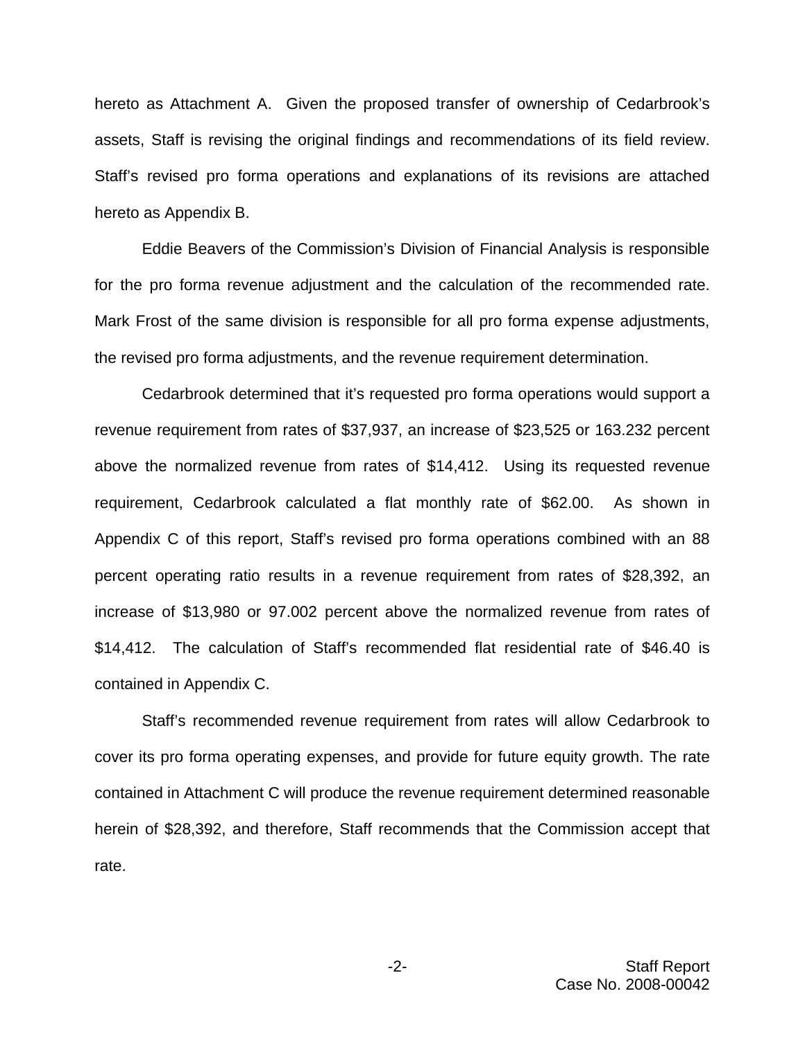hereto as Attachment A. Given the proposed transfer of ownership of Cedarbrook's assets, Staff is revising the original findings and recommendations of its field review. Staff's revised pro forma operations and explanations of its revisions are attached hereto as Appendix B.

Eddie Beavers of the Commission's Division of Financial Analysis is responsible for the pro forma revenue adjustment and the calculation of the recommended rate. Mark Frost of the same division is responsible for all pro forma expense adjustments, the revised pro forma adjustments, and the revenue requirement determination.

Cedarbrook determined that it's requested pro forma operations would support a revenue requirement from rates of $37,937, an increase of $23,525 or 163.232 percent above the normalized revenue from rates of $14,412. Using its requested revenue requirement, Cedarbrook calculated a flat monthly rate of $62.00. As shown in Appendix C of this report, Staff's revised pro forma operations combined with an 88 percent operating ratio results in a revenue requirement from rates of $28,392, an increase of $13,980 or 97.002 percent above the normalized revenue from rates of $14,412. The calculation of Staff's recommended flat residential rate of $46.40 is contained in Appendix C.

Staff's recommended revenue requirement from rates will allow Cedarbrook to cover its pro forma operating expenses, and provide for future equity growth. The rate contained in Attachment C will produce the revenue requirement determined reasonable herein of $28,392, and therefore, Staff recommends that the Commission accept that rate.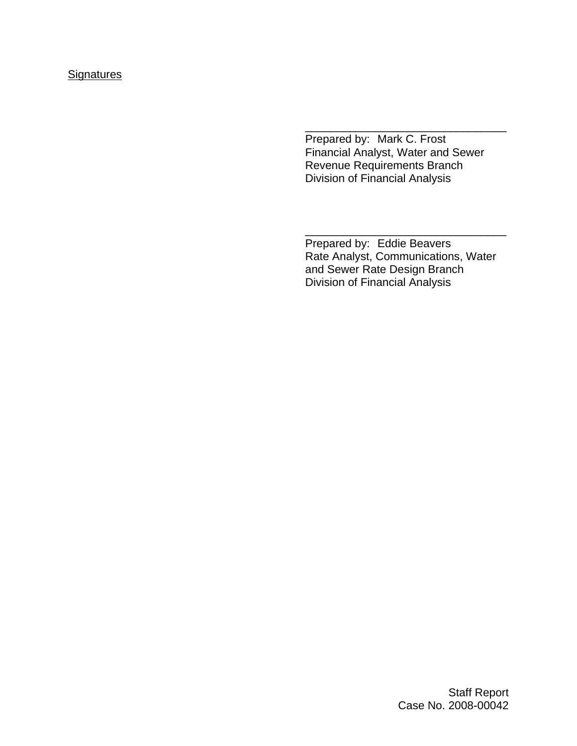Signatures

\_\_\_\_\_\_\_\_\_\_\_\_\_\_\_\_\_\_\_\_\_\_\_\_\_\_\_\_\_\_\_\_\_

Prepared by: Mark C. Frost  
Financial Analyst, Water and Sewer  
Revenue Requirements Branch  
Division of Financial Analysis

\_\_\_\_\_\_\_\_\_\_\_\_\_\_\_\_\_\_\_\_\_\_\_\_\_\_\_\_\_\_\_\_\_

Prepared by: Eddie Beavers  
Rate Analyst, Communications, Water and Sewer Rate Design Branch  
Division of Financial Analysis

Staff Report  
Case No. 2008-00042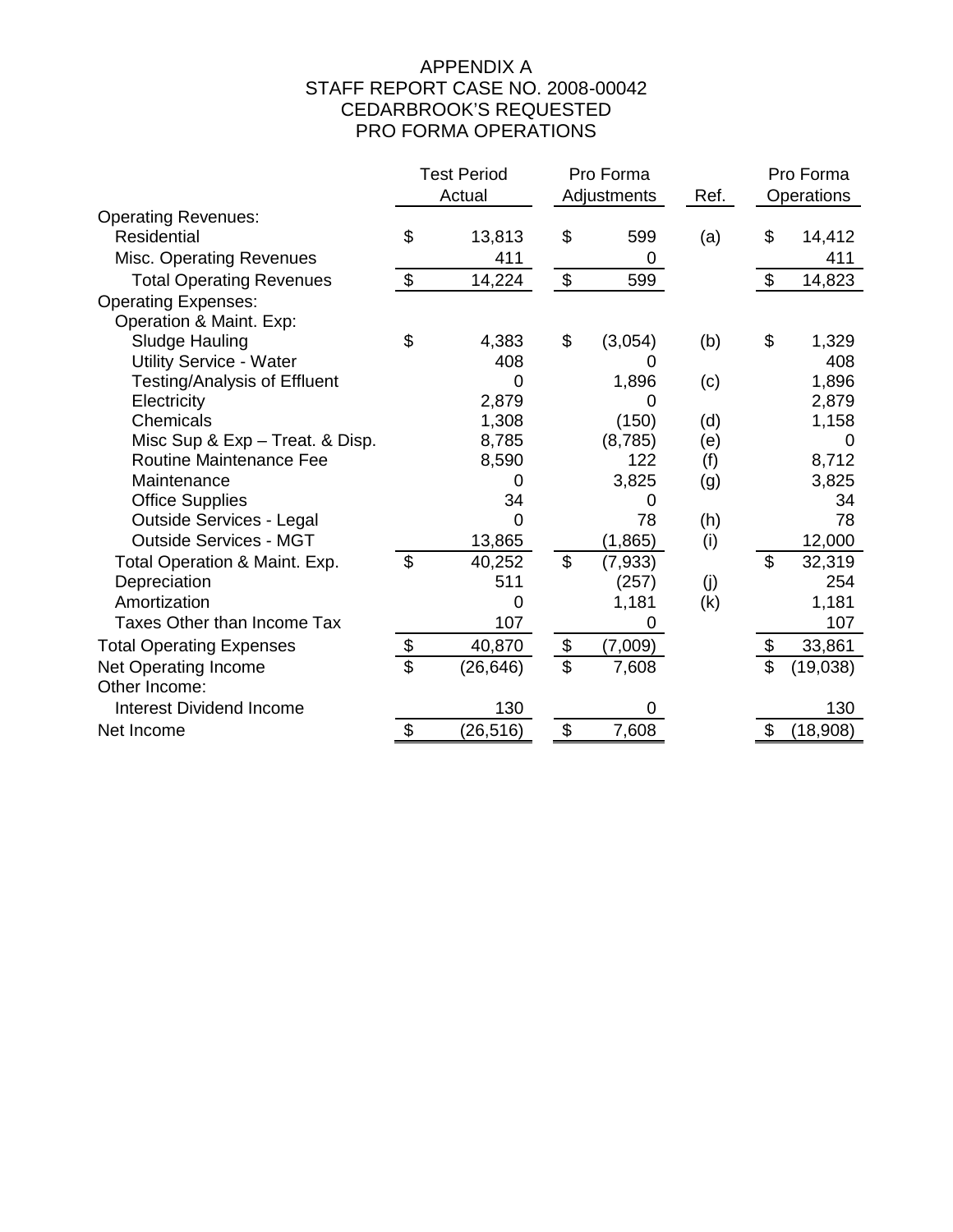# APPENDIX A
## STAFF REPORT CASE NO. 2008-00042
## CEDARBROOK'S REQUESTED
## PRO FORMA OPERATIONS

| | Test Period Actual | Pro Forma Adjustments | Ref. | Pro Forma Operations |
|---|---|---|---|---|
| Operating Revenues: | | | | |
| Residential | $ 13,813 | $ 599 | (a) | $ 14,412 |
| Misc. Operating Revenues | 411 | 0 | | 411 |
| Total Operating Revenues | $ 14,224 | $ 599 | | $ 14,823 |
| Operating Expenses: | | | | |
| Operation & Maint. Exp: | | | | |
| Sludge Hauling | $ 4,383 | $ (3,054) | (b) | $ 1,329 |
| Utility Service - Water | 408 | 0 | | 408 |
| Testing/Analysis of Effluent | 0 | 1,896 | (c) | 1,896 |
| Electricity | 2,879 | 0 | | 2,879 |
| Chemicals | 1,308 | (150) | (d) | 1,158 |
| Misc Sup & Exp – Treat. & Disp. | 8,785 | (8,785) | (e) | 0 |
| Routine Maintenance Fee | 8,590 | 122 | (f) | 8,712 |
| Maintenance | 0 | 3,825 | (g) | 3,825 |
| Office Supplies | 34 | 0 | | 34 |
| Outside Services - Legal | 0 | 78 | (h) | 78 |
| Outside Services - MGT | 13,865 | (1,865) | (i) | 12,000 |
| Total Operation & Maint. Exp. | $ 40,252 | $ (7,933) | | $ 32,319 |
| Depreciation | 511 | (257) | (j) | 254 |
| Amortization | 0 | 1,181 | (k) | 1,181 |
| Taxes Other than Income Tax | 107 | 0 | | 107 |
| Total Operating Expenses | $ 40,870 | $ (7,009) | | $ 33,861 |
| Net Operating Income | $ (26,646) | $ 7,608 | | $ (19,038) |
| Other Income: | | | | |
| Interest Dividend Income | 130 | 0 | | 130 |
| Net Income | $ (26,516) | $ 7,608 | | $ (18,908) |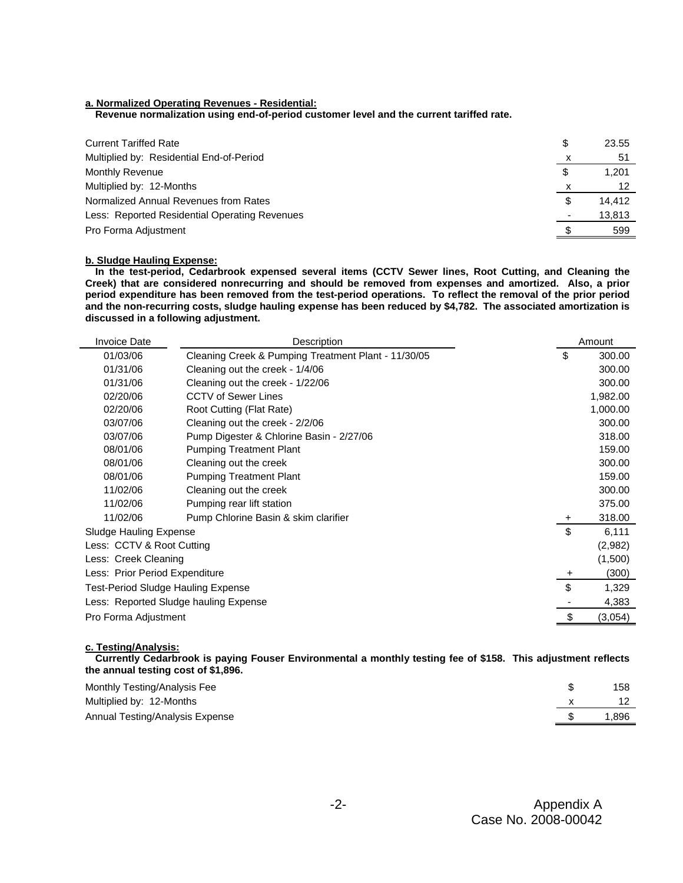**a. Normalized Operating Revenues - Residential:**

**Revenue normalization using end-of-period customer level and the current tariffed rate.**

| | | |
|---|---|---|
| Current Tariffed Rate | $ | 23.55 |
| Multiplied by: Residential End-of-Period | x | 51 |
| Monthly Revenue | $ | 1,201 |
| Multiplied by: 12-Months | x | 12 |
| Normalized Annual Revenues from Rates | $ | 14,412 |
| Less: Reported Residential Operating Revenues | - | 13,813 |
| Pro Forma Adjustment | $ | 599 |

**b. Sludge Hauling Expense:**

**In the test-period, Cedarbrook expensed several items (CCTV Sewer lines, Root Cutting, and Cleaning the Creek) that are considered nonrecurring and should be removed from expenses and amortized. Also, a prior period expenditure has been removed from the test-period operations. To reflect the removal of the prior period and the non-recurring costs, sludge hauling expense has been reduced by $4,782. The associated amortization is discussed in a following adjustment.**

| Invoice Date | Description | | Amount |
|---|---|---|---|
| 01/03/06 | Cleaning Creek & Pumping Treatment Plant - 11/30/05 | $ | 300.00 |
| 01/31/06 | Cleaning out the creek - 1/4/06 | | 300.00 |
| 01/31/06 | Cleaning out the creek - 1/22/06 | | 300.00 |
| 02/20/06 | CCTV of Sewer Lines | | 1,982.00 |
| 02/20/06 | Root Cutting (Flat Rate) | | 1,000.00 |
| 03/07/06 | Cleaning out the creek - 2/2/06 | | 300.00 |
| 03/07/06 | Pump Digester & Chlorine Basin - 2/27/06 | | 318.00 |
| 08/01/06 | Pumping Treatment Plant | | 159.00 |
| 08/01/06 | Cleaning out the creek | | 300.00 |
| 08/01/06 | Pumping Treatment Plant | | 159.00 |
| 11/02/06 | Cleaning out the creek | | 300.00 |
| 11/02/06 | Pumping rear lift station | | 375.00 |
| 11/02/06 | Pump Chlorine Basin & skim clarifier | + | 318.00 |
| Sludge Hauling Expense | | $ | 6,111 |
| Less: CCTV & Root Cutting | | | (2,982) |
| Less: Creek Cleaning | | | (1,500) |
| Less: Prior Period Expenditure | | + | (300) |
| Test-Period Sludge Hauling Expense | | $ | 1,329 |
| Less: Reported Sludge hauling Expense | | - | 4,383 |
| Pro Forma Adjustment | | $ | (3,054) |

**c. Testing/Analysis:**

**Currently Cedarbrook is paying Fouser Environmental a monthly testing fee of $158. This adjustment reflects the annual testing cost of $1,896.**

| | | |
|---|---|---|
| Monthly Testing/Analysis Fee | $ | 158 |
| Multiplied by: 12-Months | x | 12 |
| Annual Testing/Analysis Expense | $ | 1,896 |

Appendix A
Case No. 2008-00042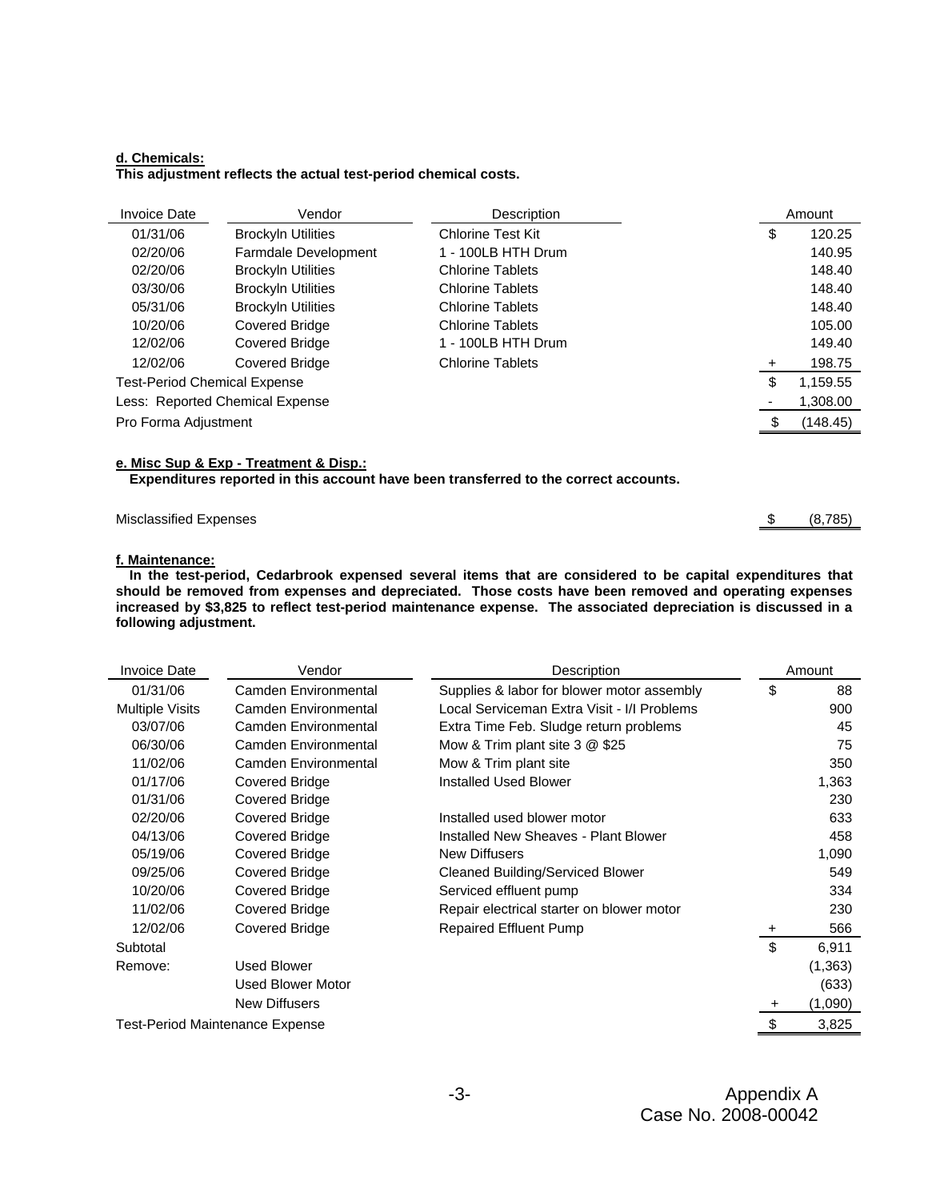**d. Chemicals:**
**This adjustment reflects the actual test-period chemical costs.**

| Invoice Date | Vendor | Description | | Amount |
|---|---|---|---|---|
| 01/31/06 | Brockyln Utilities | Chlorine Test Kit | $ | 120.25 |
| 02/20/06 | Farmdale Development | 1 - 100LB HTH Drum | | 140.95 |
| 02/20/06 | Brockyln Utilities | Chlorine Tablets | | 148.40 |
| 03/30/06 | Brockyln Utilities | Chlorine Tablets | | 148.40 |
| 05/31/06 | Brockyln Utilities | Chlorine Tablets | | 148.40 |
| 10/20/06 | Covered Bridge | Chlorine Tablets | | 105.00 |
| 12/02/06 | Covered Bridge | 1 - 100LB HTH Drum | | 149.40 |
| 12/02/06 | Covered Bridge | Chlorine Tablets | + | 198.75 |
| Test-Period Chemical Expense | | | $ | 1,159.55 |
| Less: Reported Chemical Expense | | | - | 1,308.00 |
| Pro Forma Adjustment | | | $ | (148.45) |

**e. Misc Sup & Exp - Treatment & Disp.:**
**Expenditures reported in this account have been transferred to the correct accounts.**

| | | |
|---|---|---|
| Misclassified Expenses | $ | (8,785) |

**f. Maintenance:**
**In the test-period, Cedarbrook expensed several items that are considered to be capital expenditures that should be removed from expenses and depreciated. Those costs have been removed and operating expenses increased by $3,825 to reflect test-period maintenance expense. The associated depreciation is discussed in a following adjustment.**

| Invoice Date | Vendor | Description | | Amount |
|---|---|---|---|---|
| 01/31/06 | Camden Environmental | Supplies & labor for blower motor assembly | $ | 88 |
| Multiple Visits | Camden Environmental | Local Serviceman Extra Visit - I/I Problems | | 900 |
| 03/07/06 | Camden Environmental | Extra Time Feb. Sludge return problems | | 45 |
| 06/30/06 | Camden Environmental | Mow & Trim plant site 3 @ $25 | | 75 |
| 11/02/06 | Camden Environmental | Mow & Trim plant site | | 350 |
| 01/17/06 | Covered Bridge | Installed Used Blower | | 1,363 |
| 01/31/06 | Covered Bridge | | | 230 |
| 02/20/06 | Covered Bridge | Installed used blower motor | | 633 |
| 04/13/06 | Covered Bridge | Installed New Sheaves - Plant Blower | | 458 |
| 05/19/06 | Covered Bridge | New Diffusers | | 1,090 |
| 09/25/06 | Covered Bridge | Cleaned Building/Serviced Blower | | 549 |
| 10/20/06 | Covered Bridge | Serviced effluent pump | | 334 |
| 11/02/06 | Covered Bridge | Repair electrical starter on blower motor | | 230 |
| 12/02/06 | Covered Bridge | Repaired Effluent Pump | + | 566 |
| Subtotal | | | $ | 6,911 |
| Remove: | Used Blower | | | (1,363) |
| | Used Blower Motor | | | (633) |
| | New Diffusers | | + | (1,090) |
| Test-Period Maintenance Expense | | | $ | 3,825 |

Appendix A
Case No. 2008-00042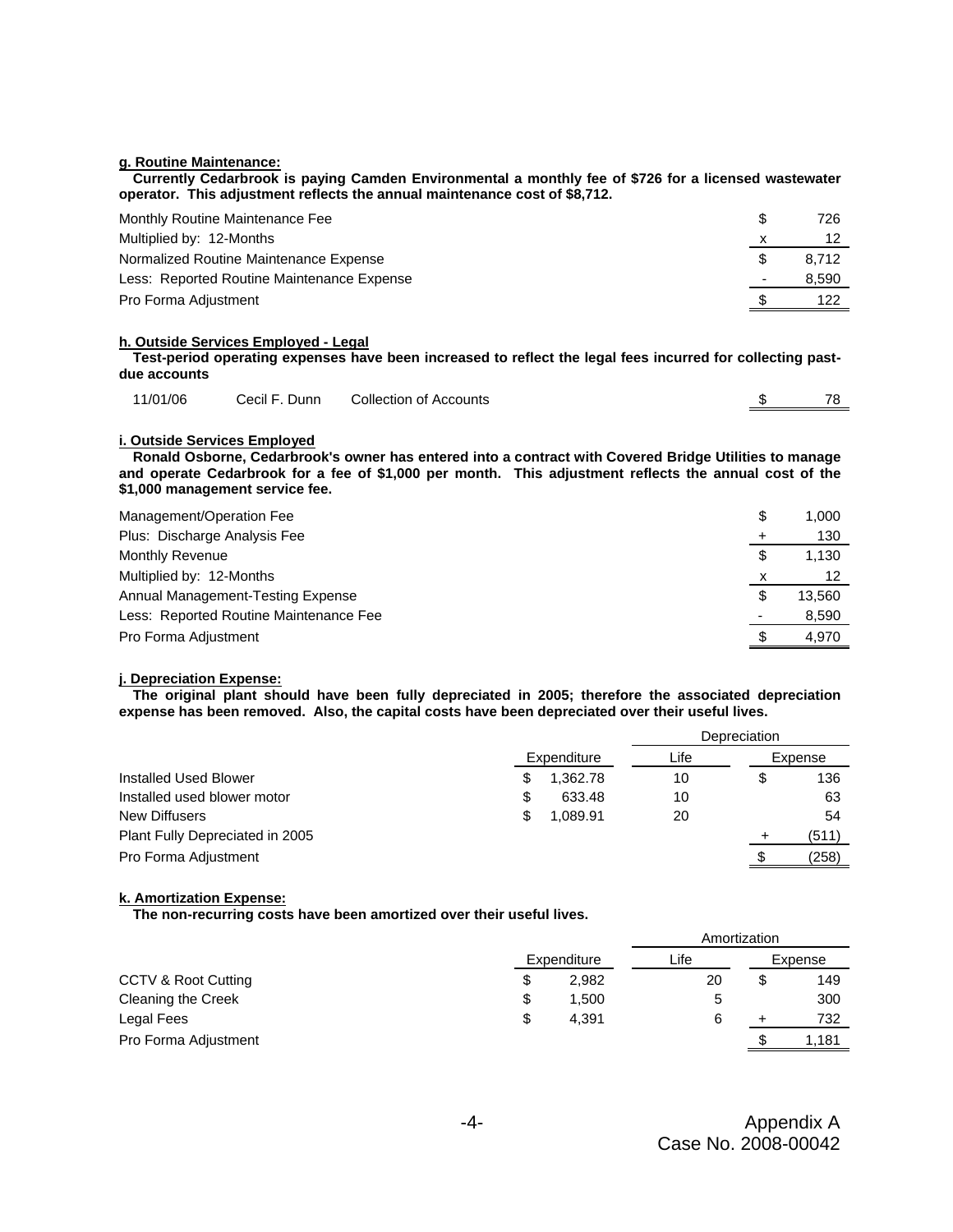**g. Routine Maintenance:**

**Currently Cedarbrook is paying Camden Environmental a monthly fee of $726 for a licensed wastewater operator. This adjustment reflects the annual maintenance cost of $8,712.**

| | | |
|---|---|---|
| Monthly Routine Maintenance Fee | $ | 726 |
| Multiplied by: 12-Months | x | 12 |
| Normalized Routine Maintenance Expense | $ | 8,712 |
| Less: Reported Routine Maintenance Expense | - | 8,590 |
| Pro Forma Adjustment | $ | 122 |

**h. Outside Services Employed - Legal**

**Test-period operating expenses have been increased to reflect the legal fees incurred for collecting past-due accounts**

| | | | | |
|---|---|---|---|---|
| 11/01/06 | Cecil F. Dunn | Collection of Accounts | $ | 78 |

**i. Outside Services Employed**

**Ronald Osborne, Cedarbrook's owner has entered into a contract with Covered Bridge Utilities to manage and operate Cedarbrook for a fee of $1,000 per month. This adjustment reflects the annual cost of the $1,000 management service fee.**

| | | |
|---|---|---|
| Management/Operation Fee | $ | 1,000 |
| Plus: Discharge Analysis Fee | + | 130 |
| Monthly Revenue | $ | 1,130 |
| Multiplied by: 12-Months | x | 12 |
| Annual Management-Testing Expense | $ | 13,560 |
| Less: Reported Routine Maintenance Fee | - | 8,590 |
| Pro Forma Adjustment | $ | 4,970 |

**j. Depreciation Expense:**

**The original plant should have been fully depreciated in 2005; therefore the associated depreciation expense has been removed. Also, the capital costs have been depreciated over their useful lives.**

| | Expenditure | Depreciation Life | Depreciation Expense |
|---|---|---|---|
| Installed Used Blower | $ 1,362.78 | 10 | $ 136 |
| Installed used blower motor | $ 633.48 | 10 | 63 |
| New Diffusers | $ 1,089.91 | 20 | 54 |
| Plant Fully Depreciated in 2005 | | | + (511) |
| Pro Forma Adjustment | | | $ (258) |

**k. Amortization Expense:**

**The non-recurring costs have been amortized over their useful lives.**

| | Expenditure | Amortization Life | Amortization Expense |
|---|---|---|---|
| CCTV & Root Cutting | $ 2,982 | 20 | $ 149 |
| Cleaning the Creek | $ 1,500 | 5 | 300 |
| Legal Fees | $ 4,391 | 6 | + 732 |
| Pro Forma Adjustment | | | $ 1,181 |

Appendix A
Case No. 2008-00042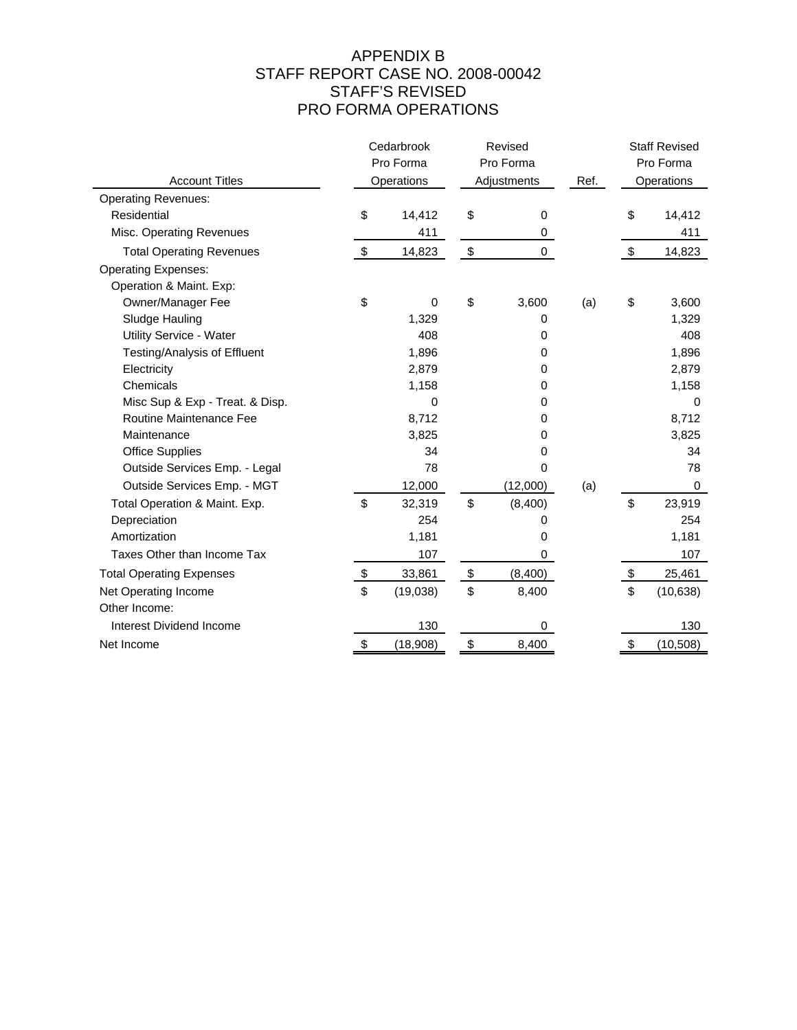# APPENDIX B
# STAFF REPORT CASE NO. 2008-00042
# STAFF'S REVISED
# PRO FORMA OPERATIONS

| Account Titles | Cedarbrook Pro Forma Operations | Revised Pro Forma Adjustments | Ref. | Staff Revised Pro Forma Operations |
|---|---|---|---|---|
| Operating Revenues: | | | | |
| Residential | $ 14,412 | $ 0 | | $ 14,412 |
| Misc. Operating Revenues | 411 | 0 | | 411 |
| Total Operating Revenues | $ 14,823 | $ 0 | | $ 14,823 |
| Operating Expenses: | | | | |
| Operation & Maint. Exp: | | | | |
| Owner/Manager Fee | $ 0 | $ 3,600 | (a) | $ 3,600 |
| Sludge Hauling | 1,329 | 0 | | 1,329 |
| Utility Service - Water | 408 | 0 | | 408 |
| Testing/Analysis of Effluent | 1,896 | 0 | | 1,896 |
| Electricity | 2,879 | 0 | | 2,879 |
| Chemicals | 1,158 | 0 | | 1,158 |
| Misc Sup & Exp - Treat. & Disp. | 0 | 0 | | 0 |
| Routine Maintenance Fee | 8,712 | 0 | | 8,712 |
| Maintenance | 3,825 | 0 | | 3,825 |
| Office Supplies | 34 | 0 | | 34 |
| Outside Services Emp. - Legal | 78 | 0 | | 78 |
| Outside Services Emp. - MGT | 12,000 | (12,000) | (a) | 0 |
| Total Operation & Maint. Exp. | $ 32,319 | $ (8,400) | | $ 23,919 |
| Depreciation | 254 | 0 | | 254 |
| Amortization | 1,181 | 0 | | 1,181 |
| Taxes Other than Income Tax | 107 | 0 | | 107 |
| Total Operating Expenses | $ 33,861 | $ (8,400) | | $ 25,461 |
| Net Operating Income | $ (19,038) | $ 8,400 | | $ (10,638) |
| Other Income: | | | | |
| Interest Dividend Income | 130 | 0 | | 130 |
| Net Income | $ (18,908) | $ 8,400 | | $ (10,508) |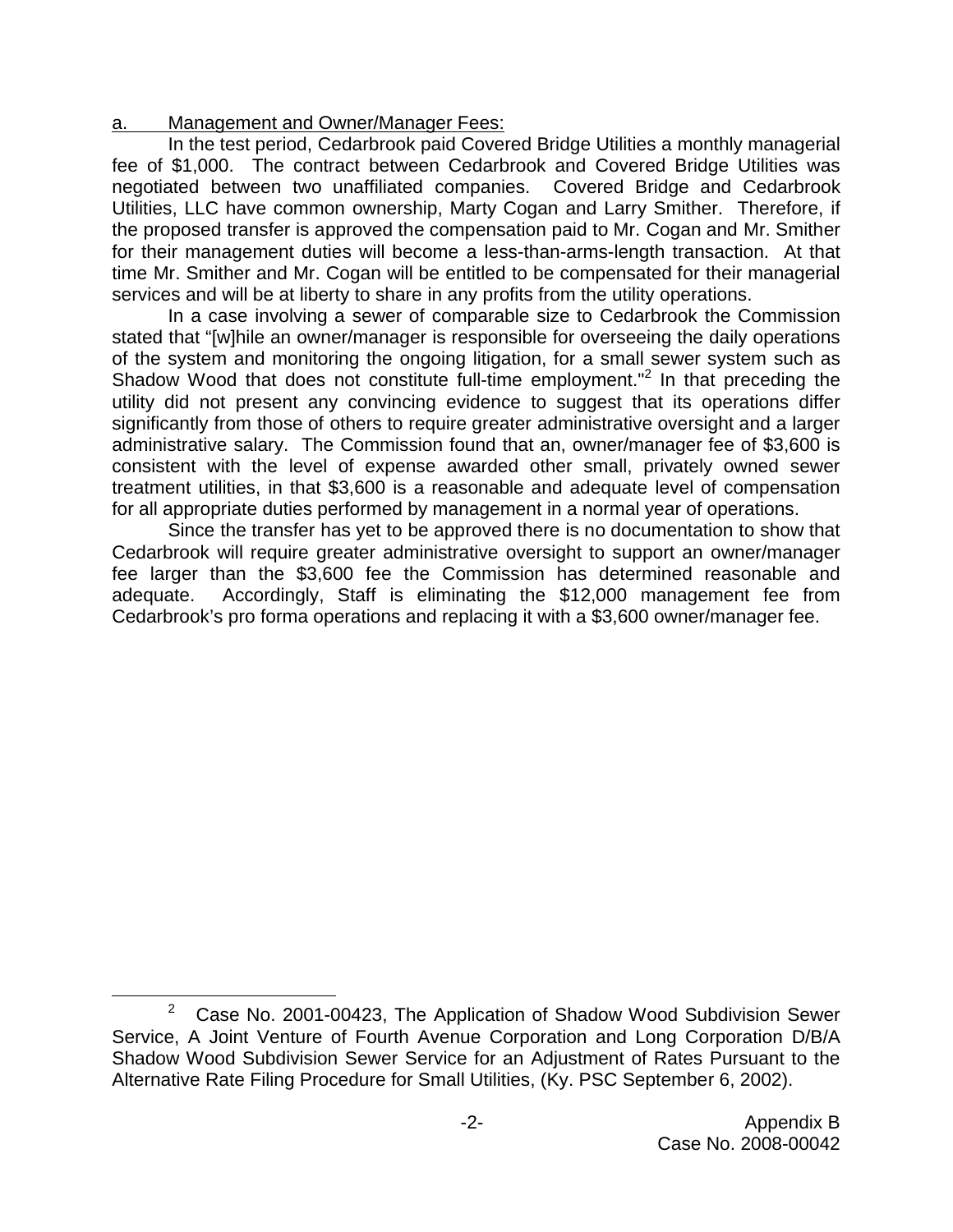a. Management and Owner/Manager Fees:

In the test period, Cedarbrook paid Covered Bridge Utilities a monthly managerial fee of $1,000. The contract between Cedarbrook and Covered Bridge Utilities was negotiated between two unaffiliated companies. Covered Bridge and Cedarbrook Utilities, LLC have common ownership, Marty Cogan and Larry Smither. Therefore, if the proposed transfer is approved the compensation paid to Mr. Cogan and Mr. Smither for their management duties will become a less-than-arms-length transaction. At that time Mr. Smither and Mr. Cogan will be entitled to be compensated for their managerial services and will be at liberty to share in any profits from the utility operations.

In a case involving a sewer of comparable size to Cedarbrook the Commission stated that "[w]hile an owner/manager is responsible for overseeing the daily operations of the system and monitoring the ongoing litigation, for a small sewer system such as Shadow Wood that does not constitute full-time employment."[2] In that preceding the utility did not present any convincing evidence to suggest that its operations differ significantly from those of others to require greater administrative oversight and a larger administrative salary. The Commission found that an, owner/manager fee of $3,600 is consistent with the level of expense awarded other small, privately owned sewer treatment utilities, in that $3,600 is a reasonable and adequate level of compensation for all appropriate duties performed by management in a normal year of operations.

Since the transfer has yet to be approved there is no documentation to show that Cedarbrook will require greater administrative oversight to support an owner/manager fee larger than the $3,600 fee the Commission has determined reasonable and adequate. Accordingly, Staff is eliminating the $12,000 management fee from Cedarbrook's pro forma operations and replacing it with a $3,600 owner/manager fee.

[2] Case No. 2001-00423, The Application of Shadow Wood Subdivision Sewer Service, A Joint Venture of Fourth Avenue Corporation and Long Corporation D/B/A Shadow Wood Subdivision Sewer Service for an Adjustment of Rates Pursuant to the Alternative Rate Filing Procedure for Small Utilities, (Ky. PSC September 6, 2002).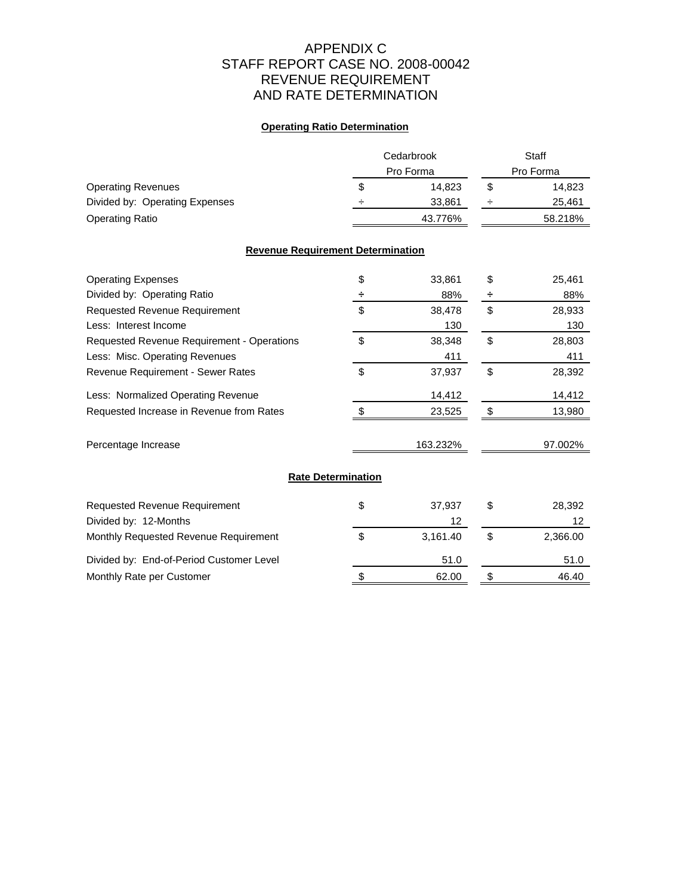# APPENDIX C
# STAFF REPORT CASE NO. 2008-00042
# REVENUE REQUIREMENT
# AND RATE DETERMINATION

**Operating Ratio Determination**

| | Cedarbrook Pro Forma | | Staff Pro Forma | |
|---|---|---|---|---|
| Operating Revenues | $ | 14,823 | $ | 14,823 |
| Divided by: Operating Expenses | ÷ | 33,861 | ÷ | 25,461 |
| Operating Ratio | | 43.776% | | 58.218% |

**Revenue Requirement Determination**

| | Cedarbrook Pro Forma | | Staff Pro Forma | |
|---|---|---|---|---|
| Operating Expenses | $ | 33,861 | $ | 25,461 |
| Divided by: Operating Ratio | ÷ | 88% | ÷ | 88% |
| Requested Revenue Requirement | $ | 38,478 | $ | 28,933 |
| Less: Interest Income | | 130 | | 130 |
| Requested Revenue Requirement - Operations | $ | 38,348 | $ | 28,803 |
| Less: Misc. Operating Revenues | | 411 | | 411 |
| Revenue Requirement - Sewer Rates | $ | 37,937 | $ | 28,392 |
| Less: Normalized Operating Revenue | | 14,412 | | 14,412 |
| Requested Increase in Revenue from Rates | $ | 23,525 | $ | 13,980 |
| Percentage Increase | | 163.232% | | 97.002% |

**Rate Determination**

| | Cedarbrook Pro Forma | | Staff Pro Forma | |
|---|---|---|---|---|
| Requested Revenue Requirement | $ | 37,937 | $ | 28,392 |
| Divided by: 12-Months | | 12 | | 12 |
| Monthly Requested Revenue Requirement | $ | 3,161.40 | $ | 2,366.00 |
| Divided by: End-of-Period Customer Level | | 51.0 | | 51.0 |
| Monthly Rate per Customer | $ | 62.00 | $ | 46.40 |